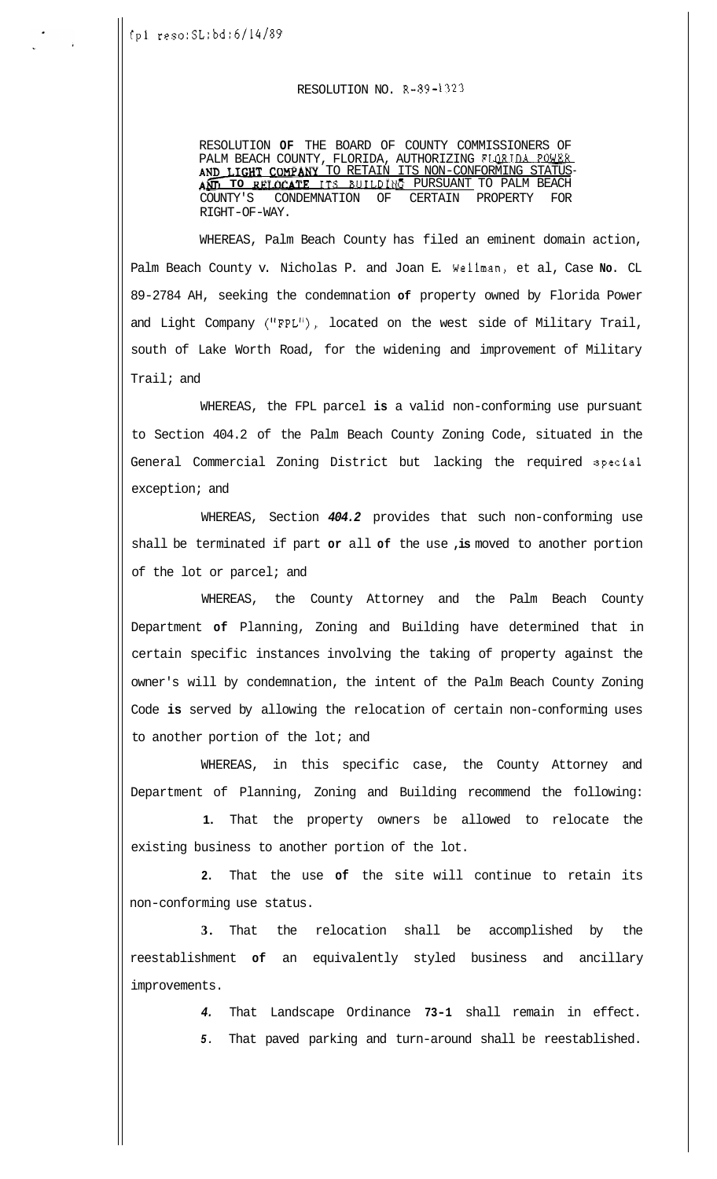fpl reso:SL:bd:6/14/89

RESOLUTION NO. R-89-1323

RESOLUTION OF THE BOARD OF COUNTY COMMISSIONERS OF PALM BEACH COUNTY, FLORIDA, AUTHORIZING FLORIDA POWER AND LIGHT COMPANY TO RETAIN ITS NON-CONFORMING STATUS AND TO RELOCATE ITS BUILDING PURSUANT TO PALM BEACH COUNTY'S CONDEMNATION OF CERTAIN PROPERTY FOR RIGHT-OF-WAY.

WHEREAS, Palm Beach County has filed an eminent domain action, Palm Beach County v. Nicholas P. and Joan E. Wellman, et al, Case No. CL 89-2784 AH, seeking the condemnation of property owned by Florida Power and Light Company ("FPL"), located on the west side of Military Trail, south of Lake Worth Road, for the widening and improvement of Military Trail; and

WHEREAS, the FPL parcel is a valid non-conforming use pursuant to Section 404.2 of the Palm Beach County Zoning Code, situated in the General Commercial Zoning District but lacking the required special exception; and

WHEREAS, Section *404.2* provides that such non-conforming use shall be terminated if part or all of the use is moved to another portion of the lot or parcel; and

WHEREAS, the County Attorney and the Palm Beach County Department of Planning, Zoning and Building have determined that in certain specific instances involving the taking of property against the owner's will by condemnation, the intent of the Palm Beach County Zoning Code is served by allowing the relocation of certain non-conforming uses to another portion of the lot; and

WHEREAS, in this specific case, the County Attorney and Department of Planning, Zoning and Building recommend the following:

1. That the property owners be allowed to relocate the existing business to another portion of the lot.

2. That the use of the site will continue to retain its non-conforming use status.

3. That the relocation shall be accomplished by the reestablishment of an equivalently styled business and ancillary improvements.

4. That Landscape Ordinance 73-1 shall remain in effect.

5. That paved parking and turn-around shall be reestablished.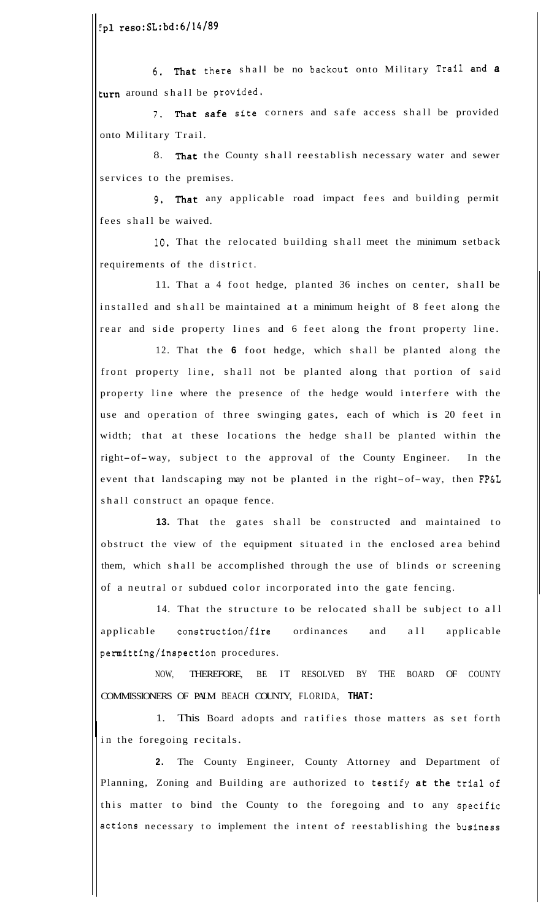6. That there shall be no backout onto Military Trail and a turn around shall be provided.

7. That safe site corners and safe access shall be provided onto Military Trail.

8. That the County shall reestablish necessary water and sewer services to the premises.

9. That any applicable road impact fees and building permit fees shall be waived.

10. That the relocated building shall meet the minimum setback requirements of the district.

11. That a 4 foot hedge, planted 36 inches on center, shall be installed and shall be maintained at a minimum height of 8 feet along the rear and side property lines and 6 feet along the front property line.

12. That the **6** foot hedge, which shall be planted along the front property line, shall not be planted along that portion of said property line where the presence of the hedge would interfere with the use and operation of three swinging gates, each of which is 20 feet in width; that at these locations the hedge shall be planted within the right-of-way, subject to the approval of the County Engineer. In the event that landscaping may not be planted in the right-of-way, then FP&L shall construct an opaque fence.

**13.** That the gates shall be constructed and maintained to obstruct the view of the equipment situated in the enclosed area behind them, which shall be accomplished through the use of blinds or screening of a neutral or subdued color incorporated into the gate fencing.

14. That the structure to be relocated shall be subject to all applicable construction/fire ordinances and all applicable permitting/inspection procedures.

NOW, THEREFORE, BE IT RESOLVED BY THE BOARD OF COUNTY COMMISSIONERS OF PALM BEACH COUNTY, FLORIDA, **THAT:**

1. This Board adopts and ratifies those matters as set forth in the foregoing recitals.

**2.** The County Engineer, County Attorney and Department of Planning, Zoning and Building are authorized to testify at the trial of this matter to bind the County to the foregoing and to any specific actions necessary to implement the intent of reestablishing the business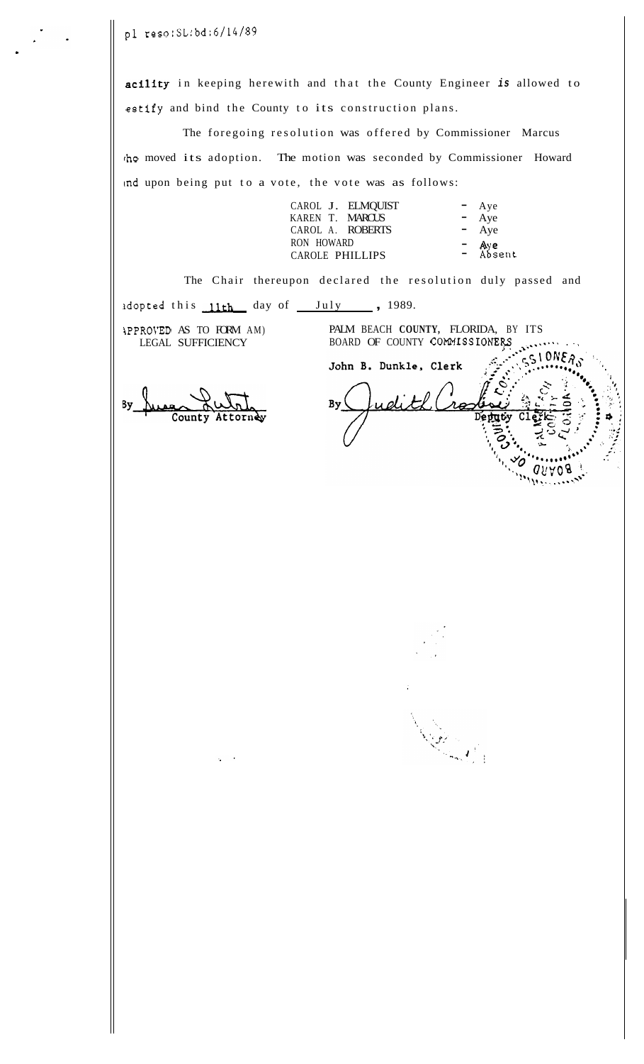pl reso:SL:bd:6/14/89

acility in keeping herewith and that the County Engineer is allowed to estify and bind the County to its construction plans.

The foregoing resolution was offered by Commissioner Marcus tho moved its adoption. The motion was seconded by Commissioner Howard ınd upon being put to a vote, the vote was as follows:

| | |
|---|---|
| CAROL J. ELMQUIST | - Aye |
| KAREN T. MARCUS | - Aye |
| CAROL A. ROBERTS | - Aye |
| RON HOWARD | - Aye |
| CAROLE PHILLIPS | - Absent |

The Chair thereupon declared the resolution duly passed and ıdopted this 11th day of July, 1989.

APPROVED AS TO FORM AND LEGAL SUFFICIENCY

By ______________________
County Attorney

PALM BEACH COUNTY, FLORIDA, BY ITS BOARD OF COUNTY COMMISSIONERS

John B. Dunkle, Clerk

By ______________________
Deputy Clerk